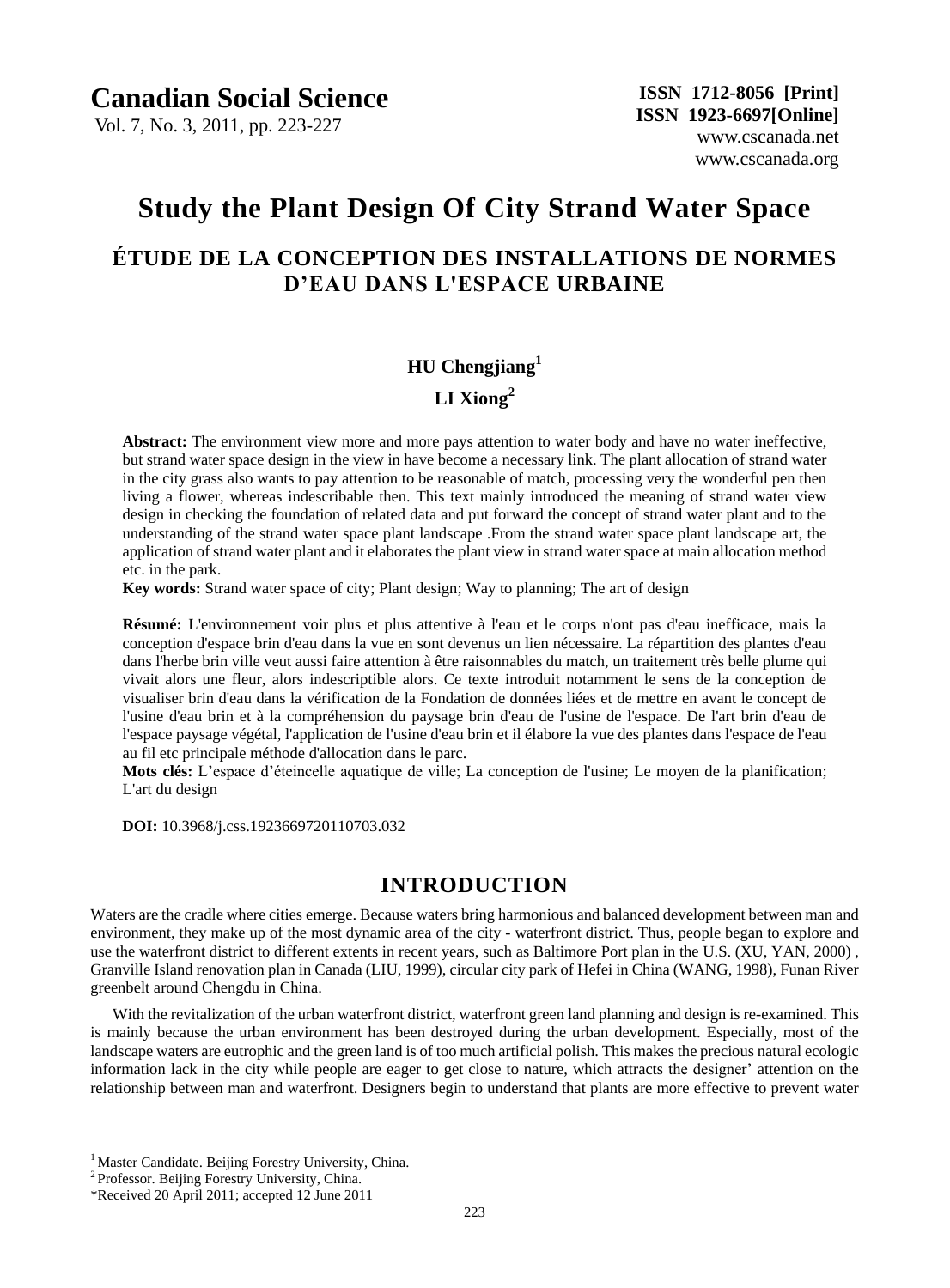# Study the Plant Design Of City Strand Water Space

## ÉTUDE DE LA CONCEPTION DES INSTALLATIONS DE NORMES D'EAU DANS L'ESPACE URBAINE

**HU Chengjiang**[1]

**LI Xiong**[2]

**Abstract:** The environment view more and more pays attention to water body and have no water ineffective, but strand water space design in the view in have become a necessary link. The plant allocation of strand water in the city grass also wants to pay attention to be reasonable of match, processing very the wonderful pen then living a flower, whereas indescribable then. This text mainly introduced the meaning of strand water view design in checking the foundation of related data and put forward the concept of strand water plant and to the understanding of the strand water space plant landscape .From the strand water space plant landscape art, the application of strand water plant and it elaborates the plant view in strand water space at main allocation method etc. in the park.

**Key words:** Strand water space of city; Plant design; Way to planning; The art of design

**Résumé:** L'environnement voir plus et plus attentive à l'eau et le corps n'ont pas d'eau inefficace, mais la conception d'espace brin d'eau dans la vue en sont devenus un lien nécessaire. La répartition des plantes d'eau dans l'herbe brin ville veut aussi faire attention à être raisonnables du match, un traitement très belle plume qui vivait alors une fleur, alors indescriptible alors. Ce texte introduit notamment le sens de la conception de visualiser brin d'eau dans la vérification de la Fondation de données liées et de mettre en avant le concept de l'usine d'eau brin et à la compréhension du paysage brin d'eau de l'usine de l'espace. De l'art brin d'eau de l'espace paysage végétal, l'application de l'usine d'eau brin et il élabore la vue des plantes dans l'espace de l'eau au fil etc principale méthode d'allocation dans le parc.

**Mots clés:** L'espace d'éteincelle aquatique de ville; La conception de l'usine; Le moyen de la planification; L'art du design

**DOI:** 10.3968/j.css.1923669720110703.032

## INTRODUCTION

Waters are the cradle where cities emerge. Because waters bring harmonious and balanced development between man and environment, they make up of the most dynamic area of the city - waterfront district. Thus, people began to explore and use the waterfront district to different extents in recent years, such as Baltimore Port plan in the U.S. (XU, YAN, 2000) , Granville Island renovation plan in Canada (LIU, 1999), circular city park of Hefei in China (WANG, 1998), Funan River greenbelt around Chengdu in China.

With the revitalization of the urban waterfront district, waterfront green land planning and design is re-examined. This is mainly because the urban environment has been destroyed during the urban development. Especially, most of the landscape waters are eutrophic and the green land is of too much artificial polish. This makes the precious natural ecologic information lack in the city while people are eager to get close to nature, which attracts the designer' attention on the relationship between man and waterfront. Designers begin to understand that plants are more effective to prevent water

---

[1] Master Candidate. Beijing Forestry University, China.

[2] Professor. Beijing Forestry University, China.

*Received 20 April 2011; accepted 12 June 2011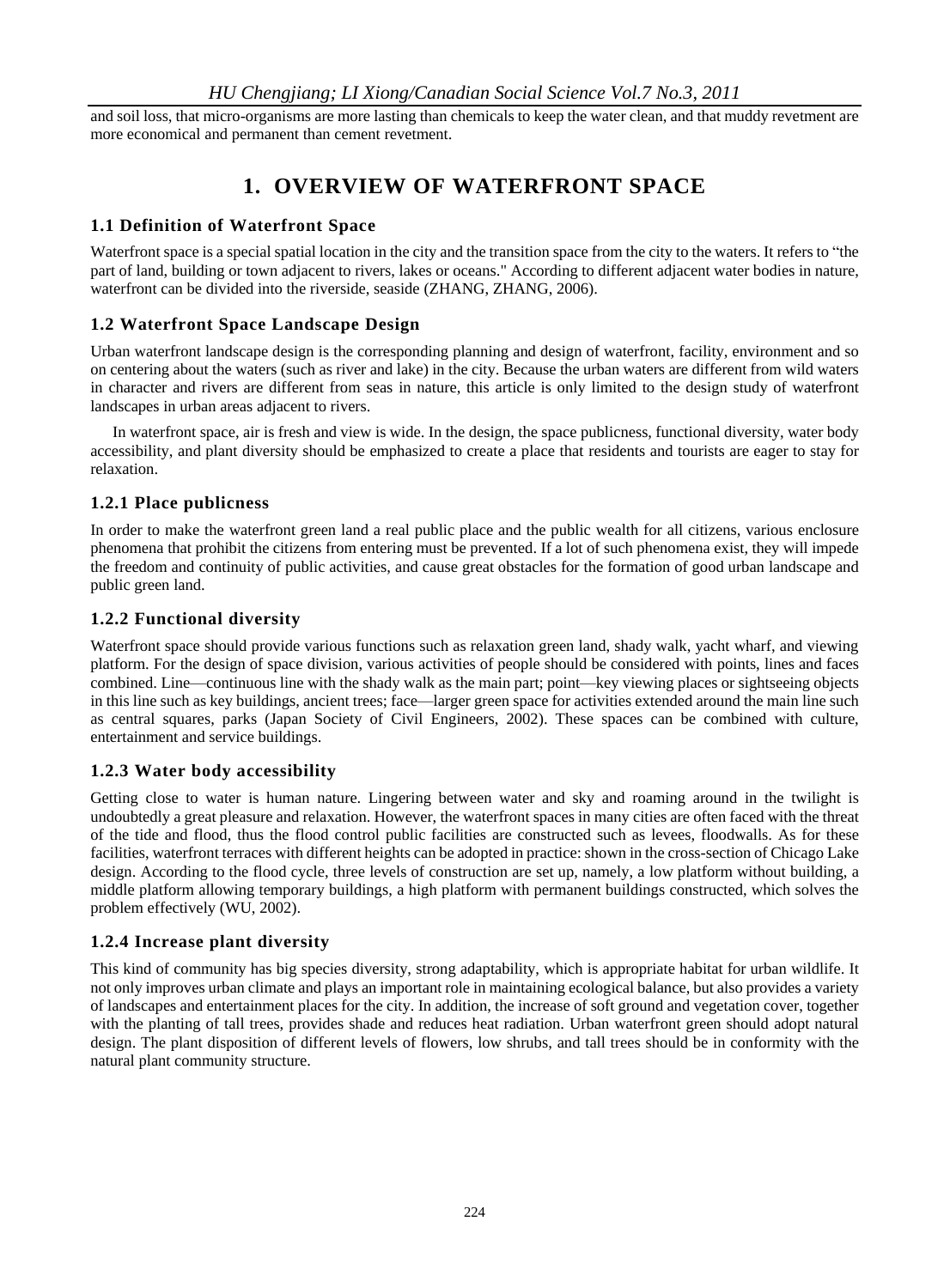and soil loss, that micro-organisms are more lasting than chemicals to keep the water clean, and that muddy revetment are more economical and permanent than cement revetment.

# 1. OVERVIEW OF WATERFRONT SPACE

## 1.1 Definition of Waterfront Space

Waterfront space is a special spatial location in the city and the transition space from the city to the waters. It refers to "the part of land, building or town adjacent to rivers, lakes or oceans." According to different adjacent water bodies in nature, waterfront can be divided into the riverside, seaside (ZHANG, ZHANG, 2006).

## 1.2 Waterfront Space Landscape Design

Urban waterfront landscape design is the corresponding planning and design of waterfront, facility, environment and so on centering about the waters (such as river and lake) in the city. Because the urban waters are different from wild waters in character and rivers are different from seas in nature, this article is only limited to the design study of waterfront landscapes in urban areas adjacent to rivers.

In waterfront space, air is fresh and view is wide. In the design, the space publicness, functional diversity, water body accessibility, and plant diversity should be emphasized to create a place that residents and tourists are eager to stay for relaxation.

### 1.2.1 Place publicness

In order to make the waterfront green land a real public place and the public wealth for all citizens, various enclosure phenomena that prohibit the citizens from entering must be prevented. If a lot of such phenomena exist, they will impede the freedom and continuity of public activities, and cause great obstacles for the formation of good urban landscape and public green land.

### 1.2.2 Functional diversity

Waterfront space should provide various functions such as relaxation green land, shady walk, yacht wharf, and viewing platform. For the design of space division, various activities of people should be considered with points, lines and faces combined. Line—continuous line with the shady walk as the main part; point—key viewing places or sightseeing objects in this line such as key buildings, ancient trees; face—larger green space for activities extended around the main line such as central squares, parks (Japan Society of Civil Engineers, 2002). These spaces can be combined with culture, entertainment and service buildings.

### 1.2.3 Water body accessibility

Getting close to water is human nature. Lingering between water and sky and roaming around in the twilight is undoubtedly a great pleasure and relaxation. However, the waterfront spaces in many cities are often faced with the threat of the tide and flood, thus the flood control public facilities are constructed such as levees, floodwalls. As for these facilities, waterfront terraces with different heights can be adopted in practice: shown in the cross-section of Chicago Lake design. According to the flood cycle, three levels of construction are set up, namely, a low platform without building, a middle platform allowing temporary buildings, a high platform with permanent buildings constructed, which solves the problem effectively (WU, 2002).

### 1.2.4 Increase plant diversity

This kind of community has big species diversity, strong adaptability, which is appropriate habitat for urban wildlife. It not only improves urban climate and plays an important role in maintaining ecological balance, but also provides a variety of landscapes and entertainment places for the city. In addition, the increase of soft ground and vegetation cover, together with the planting of tall trees, provides shade and reduces heat radiation. Urban waterfront green should adopt natural design. The plant disposition of different levels of flowers, low shrubs, and tall trees should be in conformity with the natural plant community structure.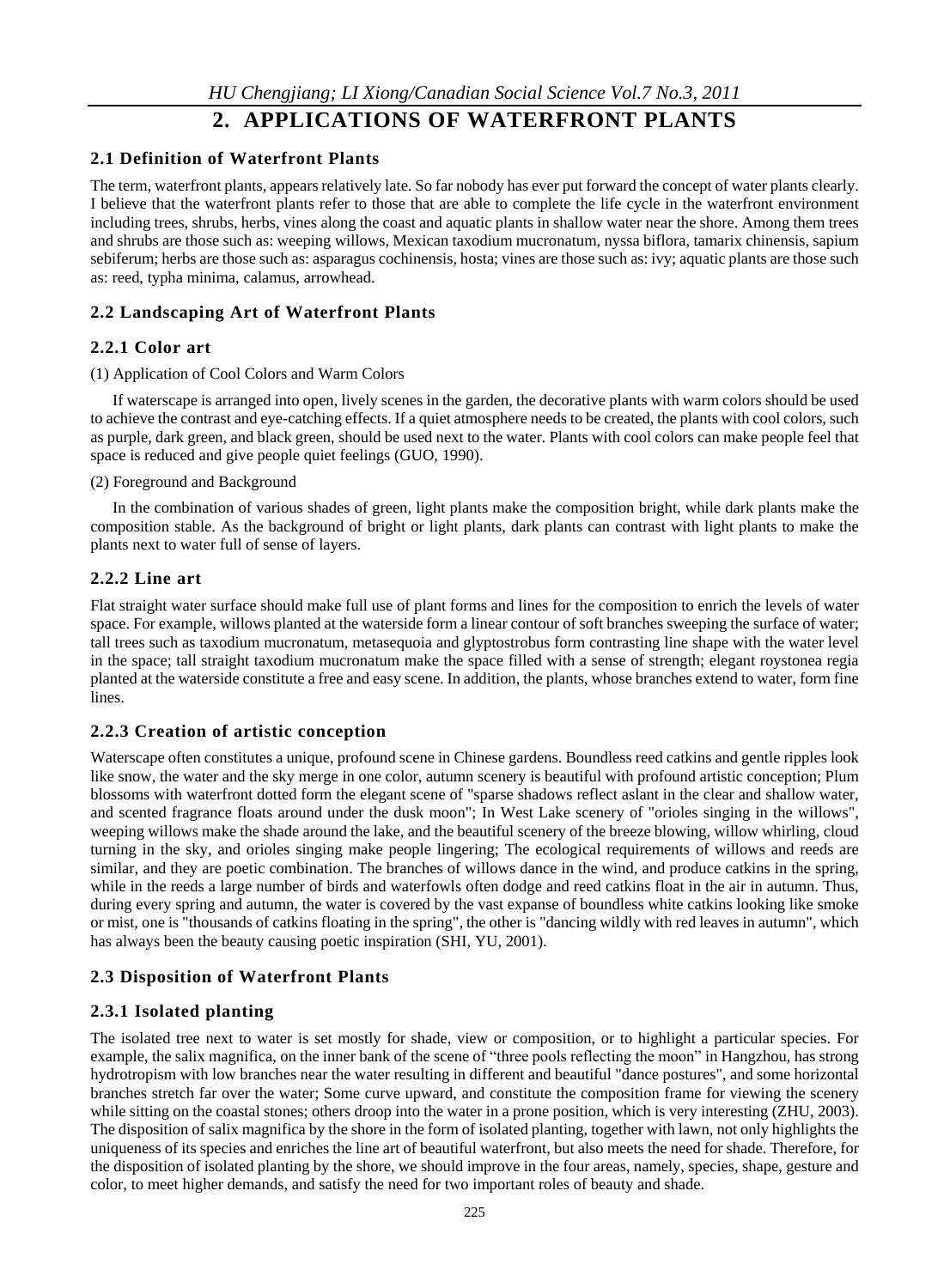# 2. APPLICATIONS OF WATERFRONT PLANTS

## 2.1 Definition of Waterfront Plants

The term, waterfront plants, appears relatively late. So far nobody has ever put forward the concept of water plants clearly. I believe that the waterfront plants refer to those that are able to complete the life cycle in the waterfront environment including trees, shrubs, herbs, vines along the coast and aquatic plants in shallow water near the shore. Among them trees and shrubs are those such as: weeping willows, Mexican taxodium mucronatum, nyssa biflora, tamarix chinensis, sapium sebiferum; herbs are those such as: asparagus cochinensis, hosta; vines are those such as: ivy; aquatic plants are those such as: reed, typha minima, calamus, arrowhead.

## 2.2 Landscaping Art of Waterfront Plants

### 2.2.1 Color art

(1) Application of Cool Colors and Warm Colors

If waterscape is arranged into open, lively scenes in the garden, the decorative plants with warm colors should be used to achieve the contrast and eye-catching effects. If a quiet atmosphere needs to be created, the plants with cool colors, such as purple, dark green, and black green, should be used next to the water. Plants with cool colors can make people feel that space is reduced and give people quiet feelings (GUO, 1990).

(2) Foreground and Background

In the combination of various shades of green, light plants make the composition bright, while dark plants make the composition stable. As the background of bright or light plants, dark plants can contrast with light plants to make the plants next to water full of sense of layers.

### 2.2.2 Line art

Flat straight water surface should make full use of plant forms and lines for the composition to enrich the levels of water space. For example, willows planted at the waterside form a linear contour of soft branches sweeping the surface of water; tall trees such as taxodium mucronatum, metasequoia and glyptostrobus form contrasting line shape with the water level in the space; tall straight taxodium mucronatum make the space filled with a sense of strength; elegant roystonea regia planted at the waterside constitute a free and easy scene. In addition, the plants, whose branches extend to water, form fine lines.

### 2.2.3 Creation of artistic conception

Waterscape often constitutes a unique, profound scene in Chinese gardens. Boundless reed catkins and gentle ripples look like snow, the water and the sky merge in one color, autumn scenery is beautiful with profound artistic conception; Plum blossoms with waterfront dotted form the elegant scene of "sparse shadows reflect aslant in the clear and shallow water, and scented fragrance floats around under the dusk moon"; In West Lake scenery of "orioles singing in the willows", weeping willows make the shade around the lake, and the beautiful scenery of the breeze blowing, willow whirling, cloud turning in the sky, and orioles singing make people lingering; The ecological requirements of willows and reeds are similar, and they are poetic combination. The branches of willows dance in the wind, and produce catkins in the spring, while in the reeds a large number of birds and waterfowls often dodge and reed catkins float in the air in autumn. Thus, during every spring and autumn, the water is covered by the vast expanse of boundless white catkins looking like smoke or mist, one is "thousands of catkins floating in the spring", the other is "dancing wildly with red leaves in autumn", which has always been the beauty causing poetic inspiration (SHI, YU, 2001).

## 2.3 Disposition of Waterfront Plants

### 2.3.1 Isolated planting

The isolated tree next to water is set mostly for shade, view or composition, or to highlight a particular species. For example, the salix magnifica, on the inner bank of the scene of “three pools reflecting the moon” in Hangzhou, has strong hydrotropism with low branches near the water resulting in different and beautiful "dance postures", and some horizontal branches stretch far over the water; Some curve upward, and constitute the composition frame for viewing the scenery while sitting on the coastal stones; others droop into the water in a prone position, which is very interesting (ZHU, 2003). The disposition of salix magnifica by the shore in the form of isolated planting, together with lawn, not only highlights the uniqueness of its species and enriches the line art of beautiful waterfront, but also meets the need for shade. Therefore, for the disposition of isolated planting by the shore, we should improve in the four areas, namely, species, shape, gesture and color, to meet higher demands, and satisfy the need for two important roles of beauty and shade.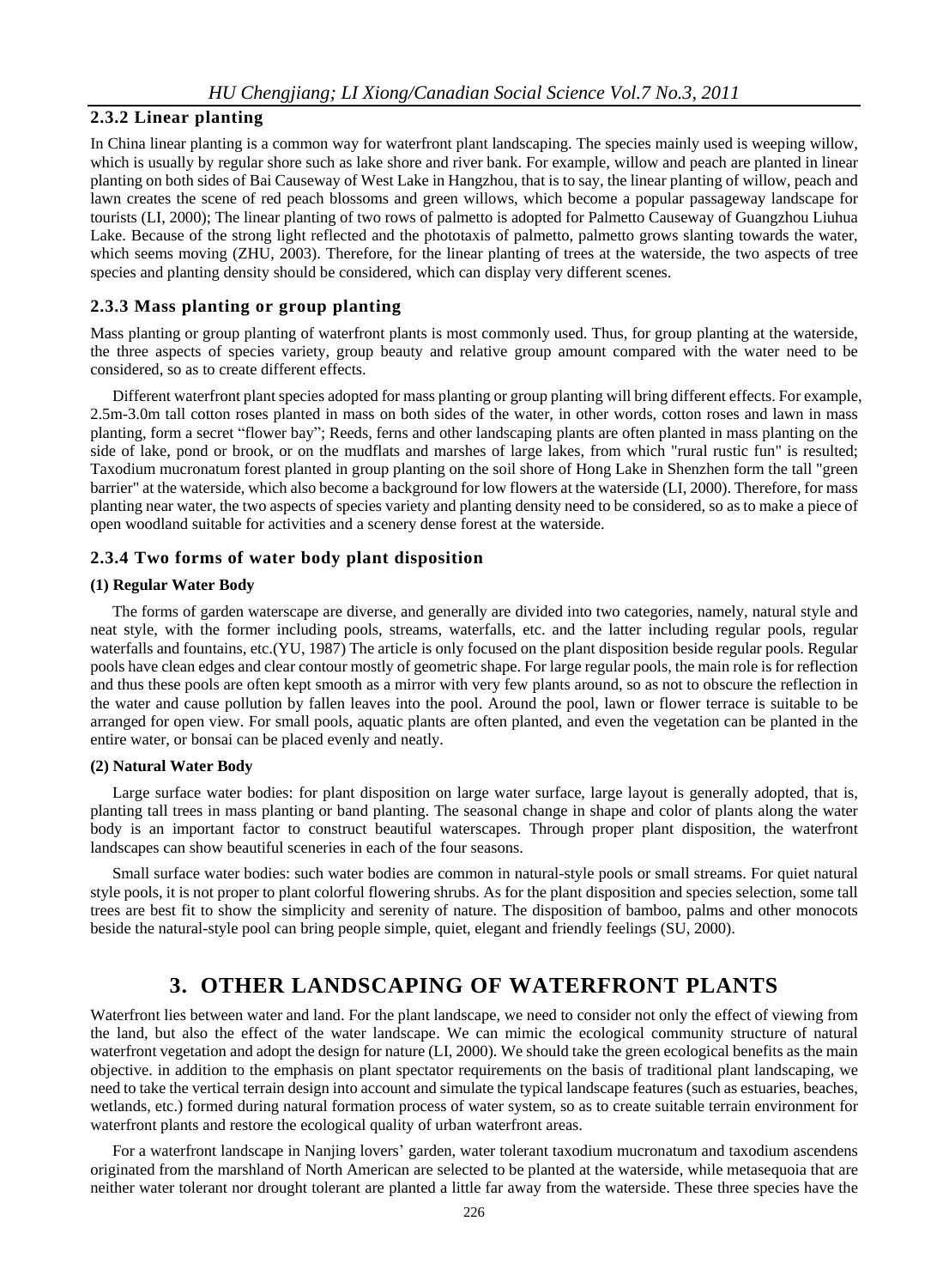### 2.3.2 Linear planting

In China linear planting is a common way for waterfront plant landscaping. The species mainly used is weeping willow, which is usually by regular shore such as lake shore and river bank. For example, willow and peach are planted in linear planting on both sides of Bai Causeway of West Lake in Hangzhou, that is to say, the linear planting of willow, peach and lawn creates the scene of red peach blossoms and green willows, which become a popular passageway landscape for tourists (LI, 2000); The linear planting of two rows of palmetto is adopted for Palmetto Causeway of Guangzhou Liuhua Lake. Because of the strong light reflected and the phototaxis of palmetto, palmetto grows slanting towards the water, which seems moving (ZHU, 2003). Therefore, for the linear planting of trees at the waterside, the two aspects of tree species and planting density should be considered, which can display very different scenes.

### 2.3.3 Mass planting or group planting

Mass planting or group planting of waterfront plants is most commonly used. Thus, for group planting at the waterside, the three aspects of species variety, group beauty and relative group amount compared with the water need to be considered, so as to create different effects.

Different waterfront plant species adopted for mass planting or group planting will bring different effects. For example, 2.5m-3.0m tall cotton roses planted in mass on both sides of the water, in other words, cotton roses and lawn in mass planting, form a secret "flower bay"; Reeds, ferns and other landscaping plants are often planted in mass planting on the side of lake, pond or brook, or on the mudflats and marshes of large lakes, from which "rural rustic fun" is resulted; Taxodium mucronatum forest planted in group planting on the soil shore of Hong Lake in Shenzhen form the tall "green barrier" at the waterside, which also become a background for low flowers at the waterside (LI, 2000). Therefore, for mass planting near water, the two aspects of species variety and planting density need to be considered, so as to make a piece of open woodland suitable for activities and a scenery dense forest at the waterside.

### 2.3.4 Two forms of water body plant disposition

**(1) Regular Water Body**

The forms of garden waterscape are diverse, and generally are divided into two categories, namely, natural style and neat style, with the former including pools, streams, waterfalls, etc. and the latter including regular pools, regular waterfalls and fountains, etc.(YU, 1987) The article is only focused on the plant disposition beside regular pools. Regular pools have clean edges and clear contour mostly of geometric shape. For large regular pools, the main role is for reflection and thus these pools are often kept smooth as a mirror with very few plants around, so as not to obscure the reflection in the water and cause pollution by fallen leaves into the pool. Around the pool, lawn or flower terrace is suitable to be arranged for open view. For small pools, aquatic plants are often planted, and even the vegetation can be planted in the entire water, or bonsai can be placed evenly and neatly.

**(2) Natural Water Body**

Large surface water bodies: for plant disposition on large water surface, large layout is generally adopted, that is, planting tall trees in mass planting or band planting. The seasonal change in shape and color of plants along the water body is an important factor to construct beautiful waterscapes. Through proper plant disposition, the waterfront landscapes can show beautiful sceneries in each of the four seasons.

Small surface water bodies: such water bodies are common in natural-style pools or small streams. For quiet natural style pools, it is not proper to plant colorful flowering shrubs. As for the plant disposition and species selection, some tall trees are best fit to show the simplicity and serenity of nature. The disposition of bamboo, palms and other monocots beside the natural-style pool can bring people simple, quiet, elegant and friendly feelings (SU, 2000).

## 3. OTHER LANDSCAPING OF WATERFRONT PLANTS

Waterfront lies between water and land. For the plant landscape, we need to consider not only the effect of viewing from the land, but also the effect of the water landscape. We can mimic the ecological community structure of natural waterfront vegetation and adopt the design for nature (LI, 2000). We should take the green ecological benefits as the main objective. in addition to the emphasis on plant spectator requirements on the basis of traditional plant landscaping, we need to take the vertical terrain design into account and simulate the typical landscape features (such as estuaries, beaches, wetlands, etc.) formed during natural formation process of water system, so as to create suitable terrain environment for waterfront plants and restore the ecological quality of urban waterfront areas.

For a waterfront landscape in Nanjing lovers' garden, water tolerant taxodium mucronatum and taxodium ascendens originated from the marshland of North American are selected to be planted at the waterside, while metasequoia that are neither water tolerant nor drought tolerant are planted a little far away from the waterside. These three species have the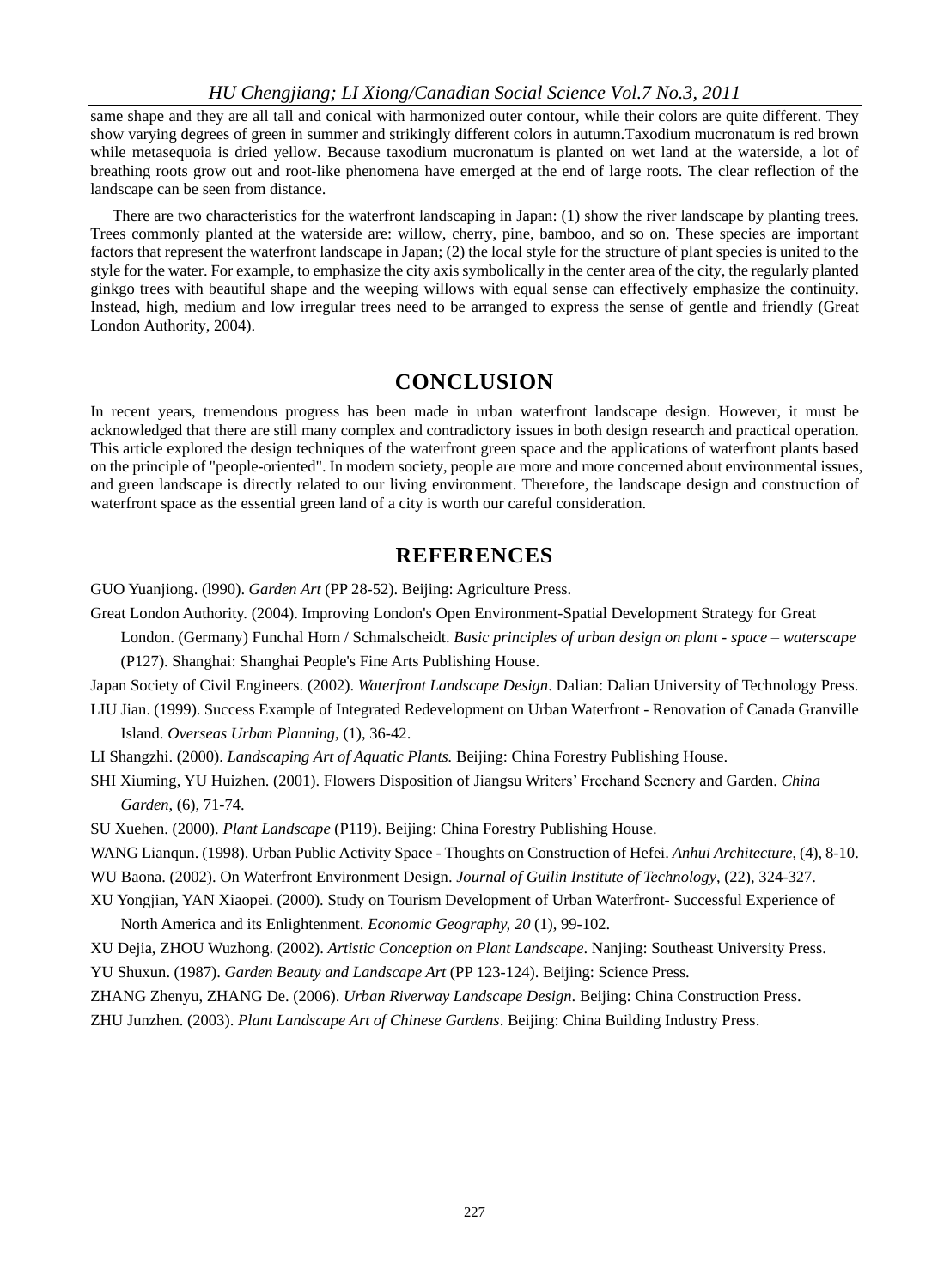same shape and they are all tall and conical with harmonized outer contour, while their colors are quite different. They show varying degrees of green in summer and strikingly different colors in autumn.Taxodium mucronatum is red brown while metasequoia is dried yellow. Because taxodium mucronatum is planted on wet land at the waterside, a lot of breathing roots grow out and root-like phenomena have emerged at the end of large roots. The clear reflection of the landscape can be seen from distance.

There are two characteristics for the waterfront landscaping in Japan: (1) show the river landscape by planting trees. Trees commonly planted at the waterside are: willow, cherry, pine, bamboo, and so on. These species are important factors that represent the waterfront landscape in Japan; (2) the local style for the structure of plant species is united to the style for the water. For example, to emphasize the city axis symbolically in the center area of the city, the regularly planted ginkgo trees with beautiful shape and the weeping willows with equal sense can effectively emphasize the continuity. Instead, high, medium and low irregular trees need to be arranged to express the sense of gentle and friendly (Great London Authority, 2004).

## CONCLUSION

In recent years, tremendous progress has been made in urban waterfront landscape design. However, it must be acknowledged that there are still many complex and contradictory issues in both design research and practical operation. This article explored the design techniques of the waterfront green space and the applications of waterfront plants based on the principle of "people-oriented". In modern society, people are more and more concerned about environmental issues, and green landscape is directly related to our living environment. Therefore, the landscape design and construction of waterfront space as the essential green land of a city is worth our careful consideration.

## REFERENCES

GUO Yuanjiong. (l990). *Garden Art* (PP 28-52). Beijing: Agriculture Press.

Great London Authority. (2004). Improving London's Open Environment-Spatial Development Strategy for Great London. (Germany) Funchal Horn / Schmalscheidt. *Basic principles of urban design on plant - space – waterscape* (P127). Shanghai: Shanghai People's Fine Arts Publishing House.

Japan Society of Civil Engineers. (2002). *Waterfront Landscape Design*. Dalian: Dalian University of Technology Press.

LIU Jian. (1999). Success Example of Integrated Redevelopment on Urban Waterfront - Renovation of Canada Granville Island. *Overseas Urban Planning*, (1), 36-42.

LI Shangzhi. (2000). *Landscaping Art of Aquatic Plants.* Beijing: China Forestry Publishing House.

SHI Xiuming, YU Huizhen. (2001). Flowers Disposition of Jiangsu Writers' Freehand Scenery and Garden. *China Garden*, (6), 71-74.

SU Xuehen. (2000). *Plant Landscape* (P119). Beijing: China Forestry Publishing House.

WANG Lianqun. (1998). Urban Public Activity Space - Thoughts on Construction of Hefei. *Anhui Architecture*, (4), 8-10.

WU Baona. (2002). On Waterfront Environment Design. *Journal of Guilin Institute of Technology*, (22), 324-327.

XU Yongjian, YAN Xiaopei. (2000). Study on Tourism Development of Urban Waterfront- Successful Experience of North America and its Enlightenment. *Economic Geography, 20* (1), 99-102.

XU Dejia, ZHOU Wuzhong. (2002). *Artistic Conception on Plant Landscape*. Nanjing: Southeast University Press.

YU Shuxun. (1987). *Garden Beauty and Landscape Art* (PP 123-124). Beijing: Science Press.

ZHANG Zhenyu, ZHANG De. (2006). *Urban Riverway Landscape Design*. Beijing: China Construction Press.

ZHU Junzhen. (2003). *Plant Landscape Art of Chinese Gardens*. Beijing: China Building Industry Press.